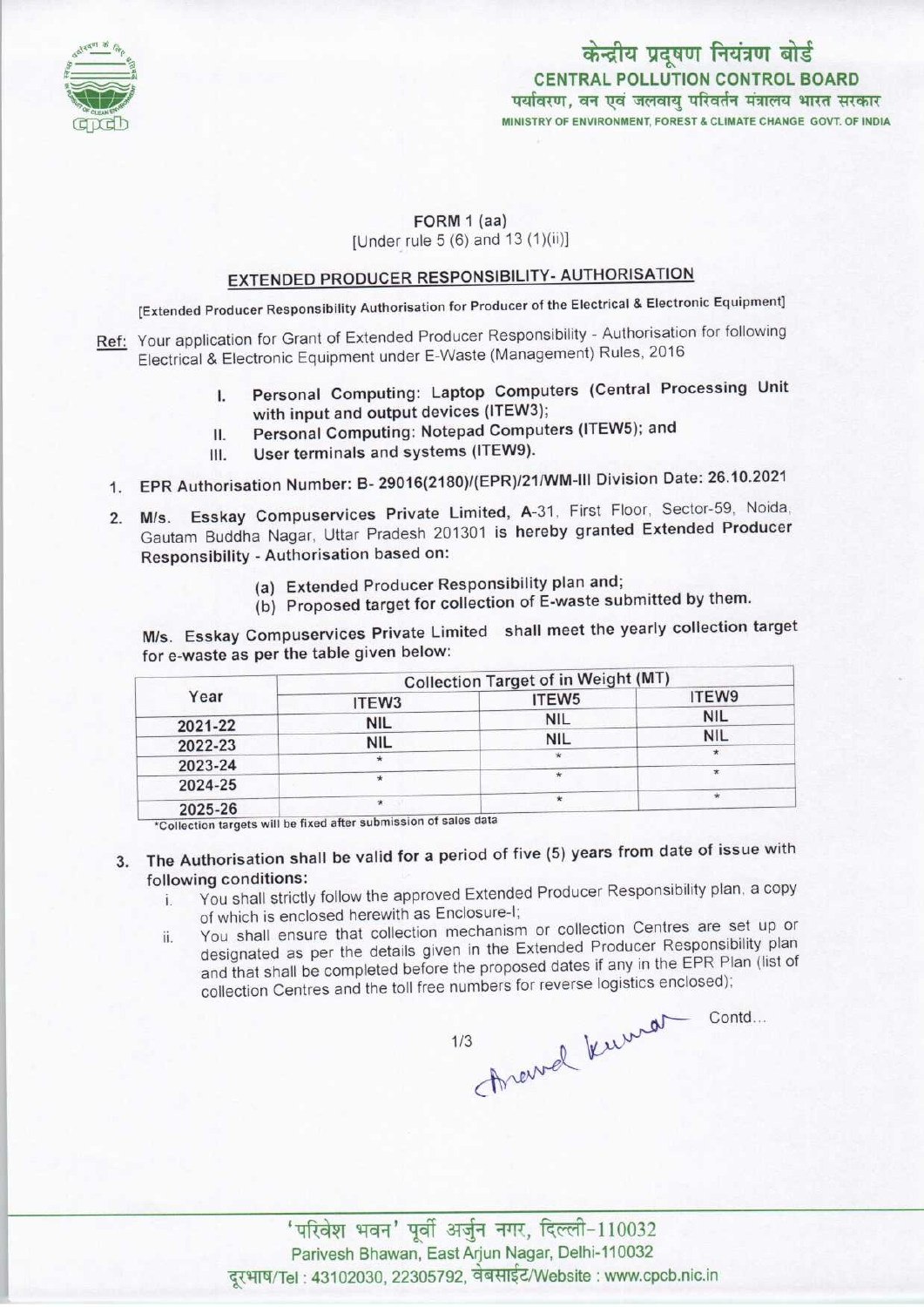केन्द्रीय प्रदूषण नियंत्रण बोर्ड
**CENTRAL POLLUTION CONTROL BOARD**
पर्यावरण, वन एवं जलवायु परिवर्तन मंत्रालय भारत सरकार
MINISTRY OF ENVIRONMENT, FOREST & CLIMATE CHANGE GOVT. OF INDIA

FORM 1 (aa)
[Under rule 5 (6) and 13 (1)(ii)]

## EXTENDED PRODUCER RESPONSIBILITY- AUTHORISATION

[Extended Producer Responsibility Authorisation for Producer of the Electrical & Electronic Equipment]

Ref: Your application for Grant of Extended Producer Responsibility - Authorisation for following Electrical & Electronic Equipment under E-Waste (Management) Rules, 2016

I. **Personal Computing: Laptop Computers (Central Processing Unit with input and output devices (ITEW3);**
II. **Personal Computing: Notepad Computers (ITEW5); and**
III. **User terminals and systems (ITEW9).**

1. **EPR Authorisation Number: B- 29016(2180)/(EPR)/21/WM-III Division Date: 26.10.2021**

2. M/s. **Esskay Compuservices Private Limited,** A-31, First Floor, Sector-59, Noida, Gautam Buddha Nagar, Uttar Pradesh 201301 **is** hereby granted Extended Producer Responsibility - Authorisation based on:

(a) Extended Producer Responsibility plan and;
(b) Proposed target for collection of E-waste submitted by them.

M/s. Esskay Compuservices Private Limited shall meet the yearly collection target for e-waste as per the table given below:

| Year | Collection Target of in Weight (MT) | | |
|---|---|---|---|
| | ITEW3 | ITEW5 | ITEW9 |
| 2021-22 | NIL | NIL | NIL |
| 2022-23 | NIL | NIL | NIL |
| 2023-24 | * | * | * |
| 2024-25 | * | * | * |
| 2025-26 | * | * | * |

*Collection targets will be fixed after submission of sales data

3. The Authorisation shall be valid for a period of five (5) years from date of issue with following conditions:
   i. You shall strictly follow the approved Extended Producer Responsibility plan, a copy of which is enclosed herewith as Enclosure-I;
   ii. You shall ensure that collection mechanism or collection Centres are set up or designated as per the details given in the Extended Producer Responsibility plan and that shall be completed before the proposed dates if any in the EPR Plan (list of collection Centres and the toll free numbers for reverse logistics enclosed);

Contd...

'परिवेश भवन' पूर्वी अर्जुन नगर, दिल्ली-110032
Parivesh Bhawan, East Arjun Nagar, Delhi-110032
दूरभाष/Tel : 43102030, 22305792, वेबसाईट/Website : www.cpcb.nic.in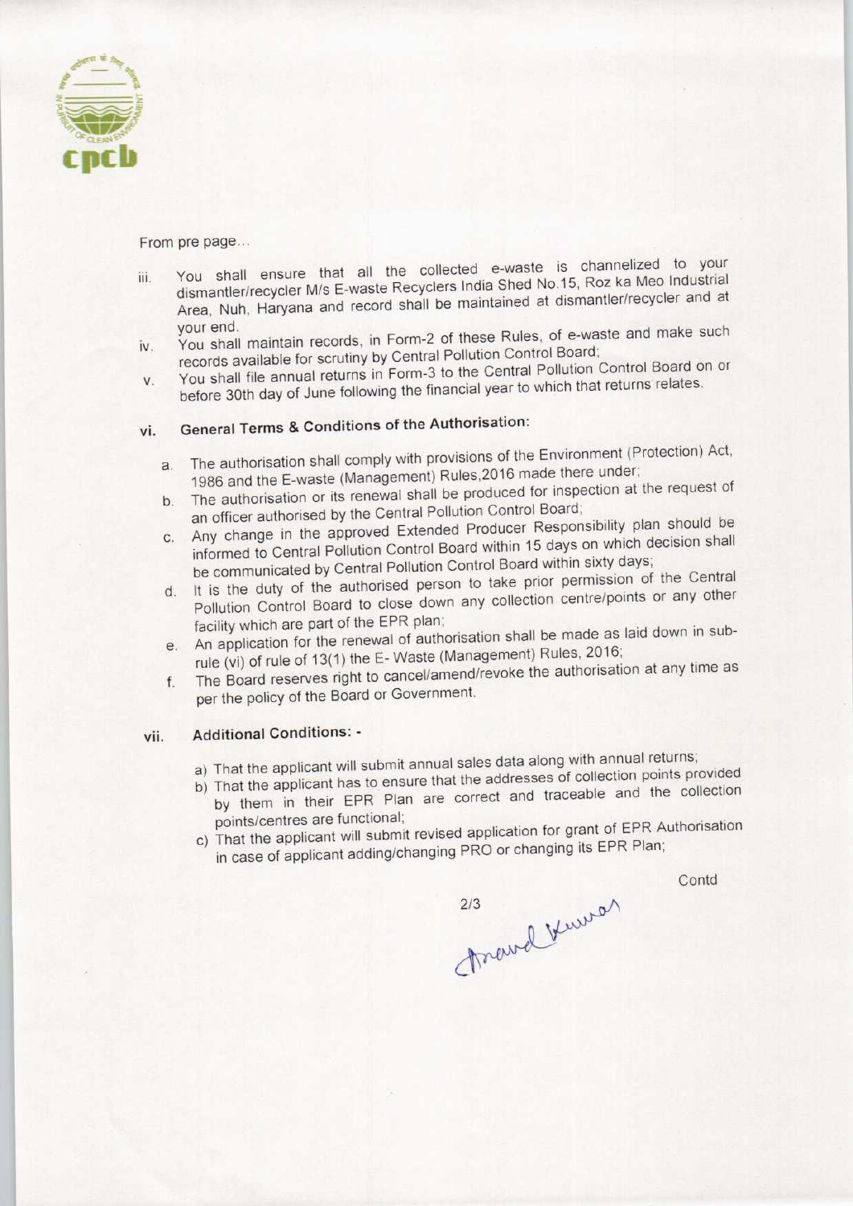From pre page...

iii. You shall ensure that all the collected e-waste is channelized to your dismantler/recycler M/s E-waste Recyclers India Shed No.15, Roz ka Meo Industrial Area, Nuh, Haryana and record shall be maintained at dismantler/recycler and at your end.

iv. You shall maintain records, in Form-2 of these Rules, of e-waste and make such records available for scrutiny by Central Pollution Control Board;

v. You shall file annual returns in Form-3 to the Central Pollution Control Board on or before 30th day of June following the financial year to which that returns relates.

vi. **General Terms & Conditions of the Authorisation:**

   a. The authorisation shall comply with provisions of the Environment (Protection) Act, 1986 and the E-waste (Management) Rules,2016 made there under;

   b. The authorisation or its renewal shall be produced for inspection at the request of an officer authorised by the Central Pollution Control Board;

   c. Any change in the approved Extended Producer Responsibility plan should be informed to Central Pollution Control Board within 15 days on which decision shall be communicated by Central Pollution Control Board within sixty days;

   d. It is the duty of the authorised person to take prior permission of the Central Pollution Control Board to close down any collection centre/points or any other facility which are part of the EPR plan;

   e. An application for the renewal of authorisation shall be made as laid down in sub-rule (vi) of rule of 13(1) the E- Waste (Management) Rules, 2016;

   f. The Board reserves right to cancel/amend/revoke the authorisation at any time as per the policy of the Board or Government.

vii. **Additional Conditions: -**

   a) That the applicant will submit annual sales data along with annual returns;

   b) That the applicant has to ensure that the addresses of collection points provided by them in their EPR Plan are correct and traceable and the collection points/centres are functional;

   c) That the applicant will submit revised application for grant of EPR Authorisation in case of applicant adding/changing PRO or changing its EPR Plan;

Contd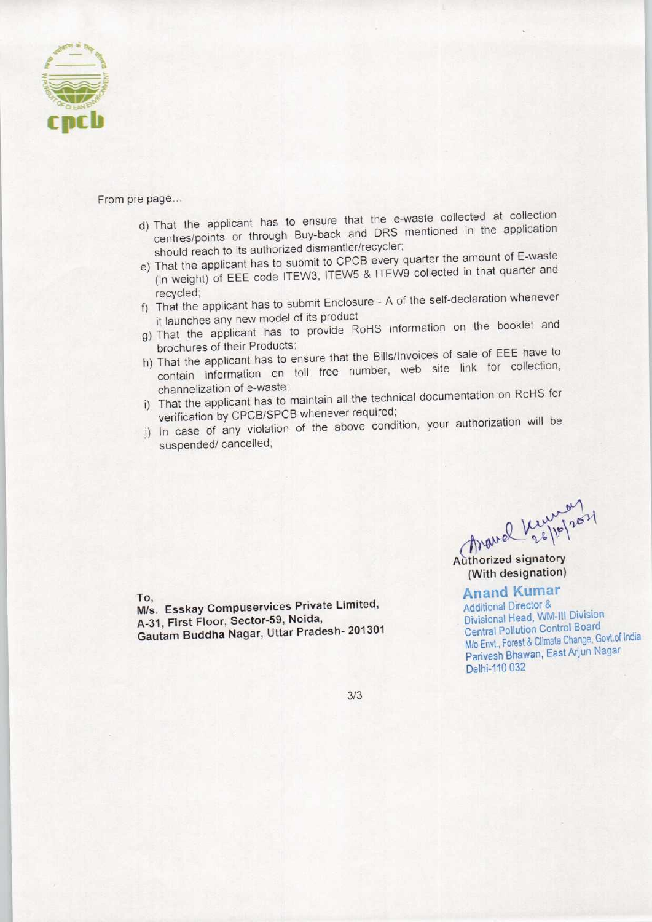From pre page...

d) That the applicant has to ensure that the e-waste collected at collection centres/points or through Buy-back and DRS mentioned in the application should reach to its authorized dismantler/recycler;

e) That the applicant has to submit to CPCB every quarter the amount of E-waste (in weight) of EEE code ITEW3, ITEW5 & ITEW9 collected in that quarter and recycled;

f) That the applicant has to submit Enclosure - A of the self-declaration whenever it launches any new model of its product

g) That the applicant has to provide RoHS information on the booklet and brochures of their Products;

h) That the applicant has to ensure that the Bills/Invoices of sale of EEE have to contain information on toll free number, web site link for collection, channelization of e-waste;

i) That the applicant has to maintain all the technical documentation on RoHS for verification by CPCB/SPCB whenever required;

j) In case of any violation of the above condition, your authorization will be suspended/ cancelled;

Anand Kumar 26/10/2021

Authorized signatory
(With designation)

**Anand Kumar**
Additional Director &
Divisional Head, WM-III Division
Central Pollution Control Board
M/o Envt., Forest & Climate Change, Govt.of India
Parivesh Bhawan, East Arjun Nagar
Delhi-110 032

To,
**M/s. Esskay Compuservices Private Limited,**
**A-31, First Floor, Sector-59, Noida,**
**Gautam Buddha Nagar, Uttar Pradesh- 201301**